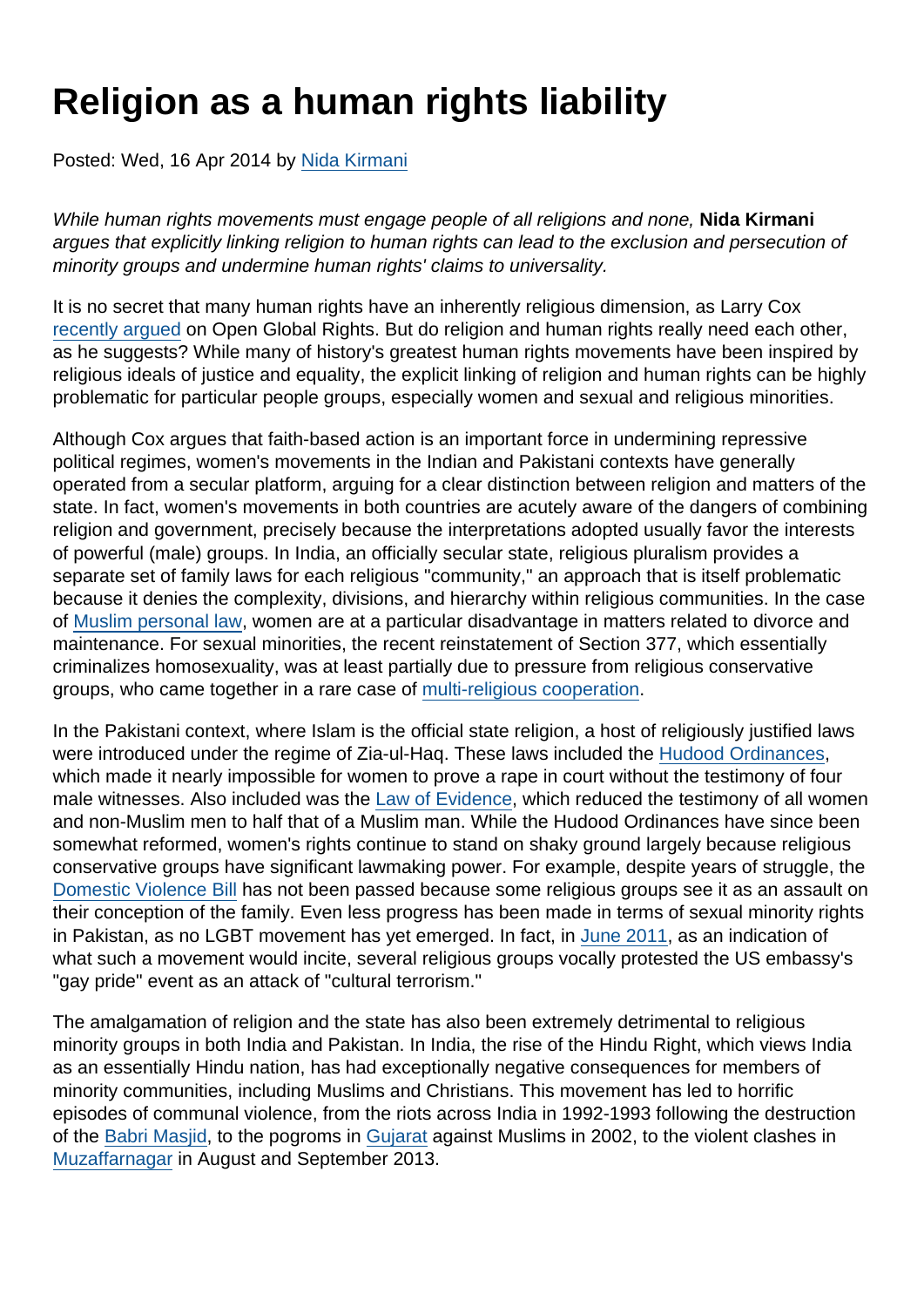# Religion as a human rights liability

Posted: Wed, 16 Apr 2014 by Nida Kirmani

*While human rights movements must engage people of all religions and none,* **Nida Kirmani** *argues that explicitly linking religion to human rights can lead to the exclusion and persecution of minority groups and undermine human rights' claims to universality.*

It is no secret that many human rights have an inherently religious dimension, as Larry Cox recently argued on Open Global Rights. But do religion and human rights really need each other, as he suggests? While many of history's greatest human rights movements have been inspired by religious ideals of justice and equality, the explicit linking of religion and human rights can be highly problematic for particular people groups, especially women and sexual and religious minorities.

Although Cox argues that faith-based action is an important force in undermining repressive political regimes, women's movements in the Indian and Pakistani contexts have generally operated from a secular platform, arguing for a clear distinction between religion and matters of the state. In fact, women's movements in both countries are acutely aware of the dangers of combining religion and government, precisely because the interpretations adopted usually favor the interests of powerful (male) groups. In India, an officially secular state, religious pluralism provides a separate set of family laws for each religious "community," an approach that is itself problematic because it denies the complexity, divisions, and hierarchy within religious communities. In the case of Muslim personal law, women are at a particular disadvantage in matters related to divorce and maintenance. For sexual minorities, the recent reinstatement of Section 377, which essentially criminalizes homosexuality, was at least partially due to pressure from religious conservative groups, who came together in a rare case of multi-religious cooperation.

In the Pakistani context, where Islam is the official state religion, a host of religiously justified laws were introduced under the regime of Zia-ul-Haq. These laws included the Hudood Ordinances, which made it nearly impossible for women to prove a rape in court without the testimony of four male witnesses. Also included was the Law of Evidence, which reduced the testimony of all women and non-Muslim men to half that of a Muslim man. While the Hudood Ordinances have since been somewhat reformed, women's rights continue to stand on shaky ground largely because religious conservative groups have significant lawmaking power. For example, despite years of struggle, the Domestic Violence Bill has not been passed because some religious groups see it as an assault on their conception of the family. Even less progress has been made in terms of sexual minority rights in Pakistan, as no LGBT movement has yet emerged. In fact, in June 2011, as an indication of what such a movement would incite, several religious groups vocally protested the US embassy's "gay pride" event as an attack of "cultural terrorism."

The amalgamation of religion and the state has also been extremely detrimental to religious minority groups in both India and Pakistan. In India, the rise of the Hindu Right, which views India as an essentially Hindu nation, has had exceptionally negative consequences for members of minority communities, including Muslims and Christians. This movement has led to horrific episodes of communal violence, from the riots across India in 1992-1993 following the destruction of the Babri Masjid, to the pogroms in Gujarat against Muslims in 2002, to the violent clashes in Muzaffarnagar in August and September 2013.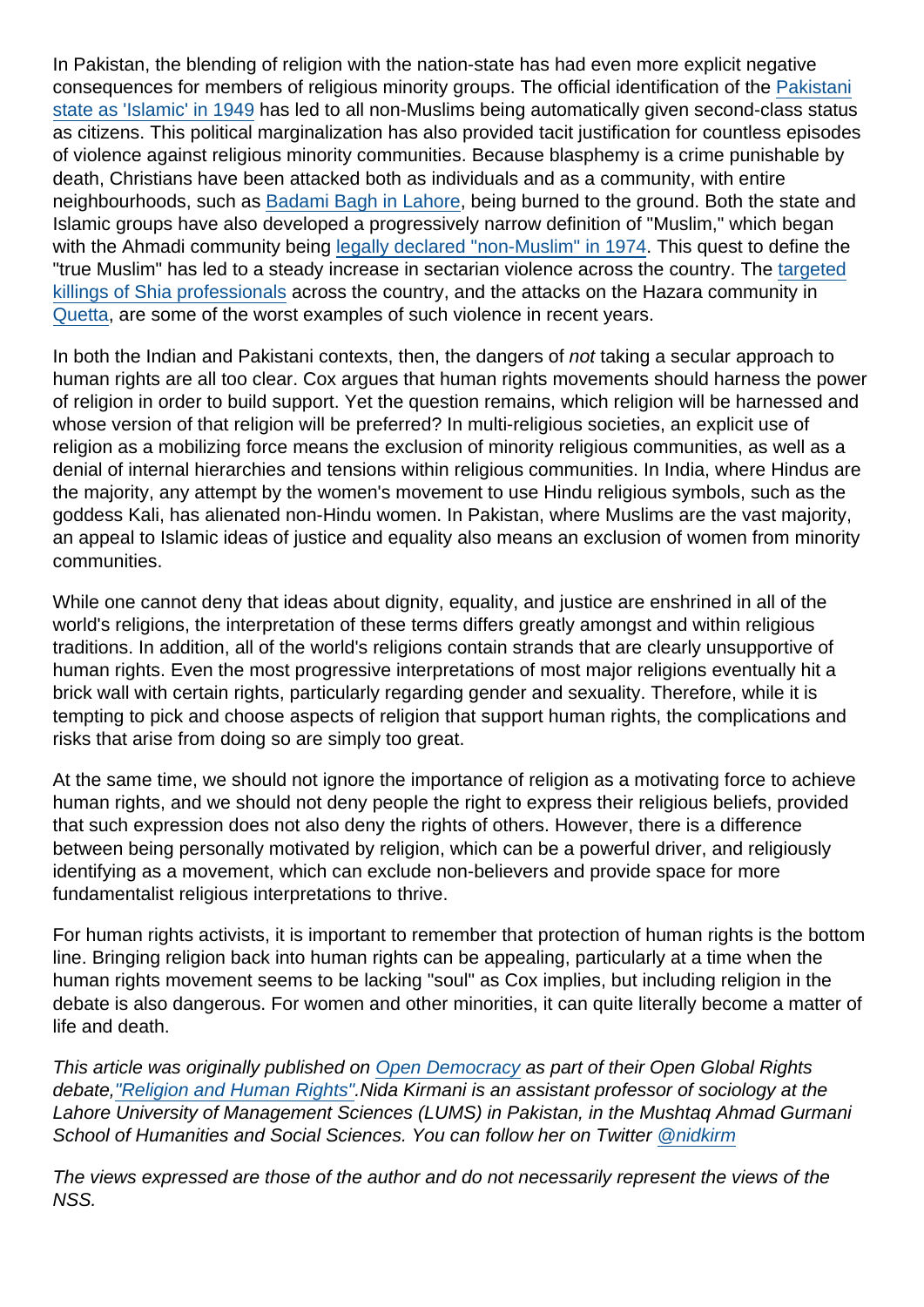In Pakistan, the blending of religion with the nation-state has had even more explicit negative consequences for members of religious minority groups. The official identification of the Pakistani state as 'Islamic' in 1949 has led to all non-Muslims being automatically given second-class status as citizens. This political marginalization has also provided tacit justification for countless episodes of violence against religious minority communities. Because blasphemy is a crime punishable by death, Christians have been attacked both as individuals and as a community, with entire neighbourhoods, such as Badami Bagh in Lahore, being burned to the ground. Both the state and Islamic groups have also developed a progressively narrow definition of "Muslim," which began with the Ahmadi community being legally declared "non-Muslim" in 1974. This quest to define the "true Muslim" has led to a steady increase in sectarian violence across the country. The targeted killings of Shia professionals across the country, and the attacks on the Hazara community in Quetta, are some of the worst examples of such violence in recent years.

In both the Indian and Pakistani contexts, then, the dangers of *not* taking a secular approach to human rights are all too clear. Cox argues that human rights movements should harness the power of religion in order to build support. Yet the question remains, which religion will be harnessed and whose version of that religion will be preferred? In multi-religious societies, an explicit use of religion as a mobilizing force means the exclusion of minority religious communities, as well as a denial of internal hierarchies and tensions within religious communities. In India, where Hindus are the majority, any attempt by the women's movement to use Hindu religious symbols, such as the goddess Kali, has alienated non-Hindu women. In Pakistan, where Muslims are the vast majority, an appeal to Islamic ideas of justice and equality also means an exclusion of women from minority communities.

While one cannot deny that ideas about dignity, equality, and justice are enshrined in all of the world's religions, the interpretation of these terms differs greatly amongst and within religious traditions. In addition, all of the world's religions contain strands that are clearly unsupportive of human rights. Even the most progressive interpretations of most major religions eventually hit a brick wall with certain rights, particularly regarding gender and sexuality. Therefore, while it is tempting to pick and choose aspects of religion that support human rights, the complications and risks that arise from doing so are simply too great.

At the same time, we should not ignore the importance of religion as a motivating force to achieve human rights, and we should not deny people the right to express their religious beliefs, provided that such expression does not also deny the rights of others. However, there is a difference between being personally motivated by religion, which can be a powerful driver, and religiously identifying as a movement, which can exclude non-believers and provide space for more fundamentalist religious interpretations to thrive.

For human rights activists, it is important to remember that protection of human rights is the bottom line. Bringing religion back into human rights can be appealing, particularly at a time when the human rights movement seems to be lacking "soul" as Cox implies, but including religion in the debate is also dangerous. For women and other minorities, it can quite literally become a matter of life and death.

*This article was originally published on Open Democracy as part of their Open Global Rights debate, "Religion and Human Rights". Nida Kirmani is an assistant professor of sociology at the Lahore University of Management Sciences (LUMS) in Pakistan, in the Mushtaq Ahmad Gurmani School of Humanities and Social Sciences. You can follow her on Twitter @nidkirm*

*The views expressed are those of the author and do not necessarily represent the views of the NSS.*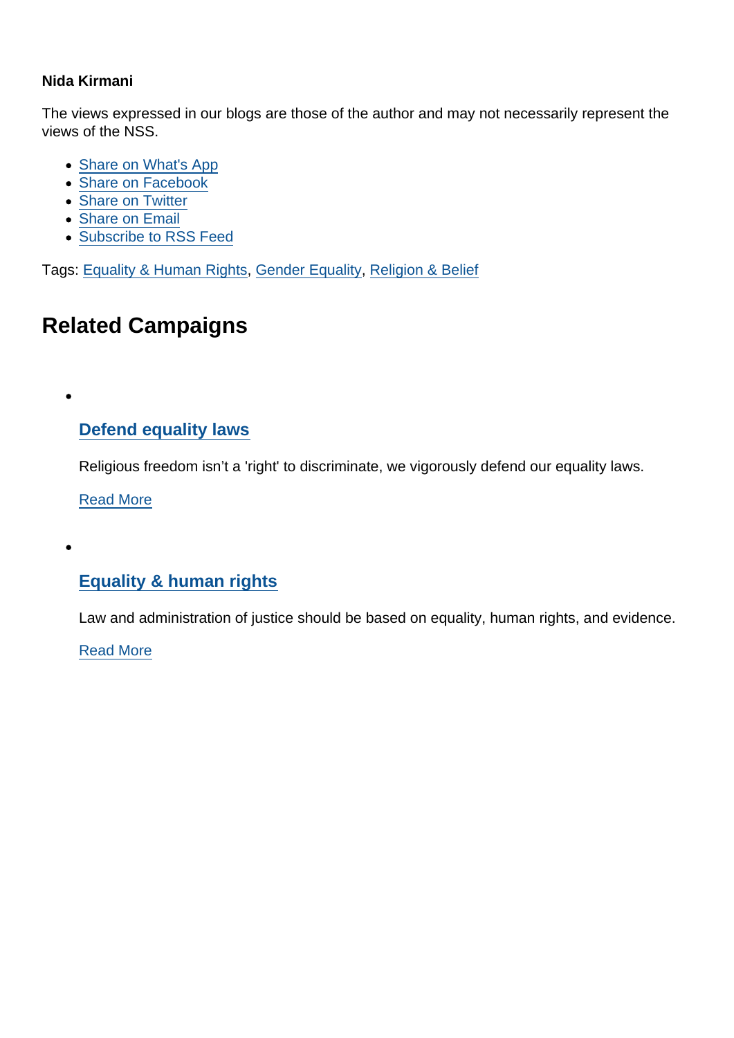**Nida Kirmani**

The views expressed in our blogs are those of the author and may not necessarily represent the views of the NSS.

- Share on What's App
- Share on Facebook
- Share on Twitter
- Share on Email
- Subscribe to RSS Feed

Tags: Equality & Human Rights, Gender Equality, Religion & Belief

## Related Campaigns

- ### Defend equality laws

  Religious freedom isn't a 'right' to discriminate, we vigorously defend our equality laws.

  Read More

- ### Equality & human rights

  Law and administration of justice should be based on equality, human rights, and evidence.

  Read More